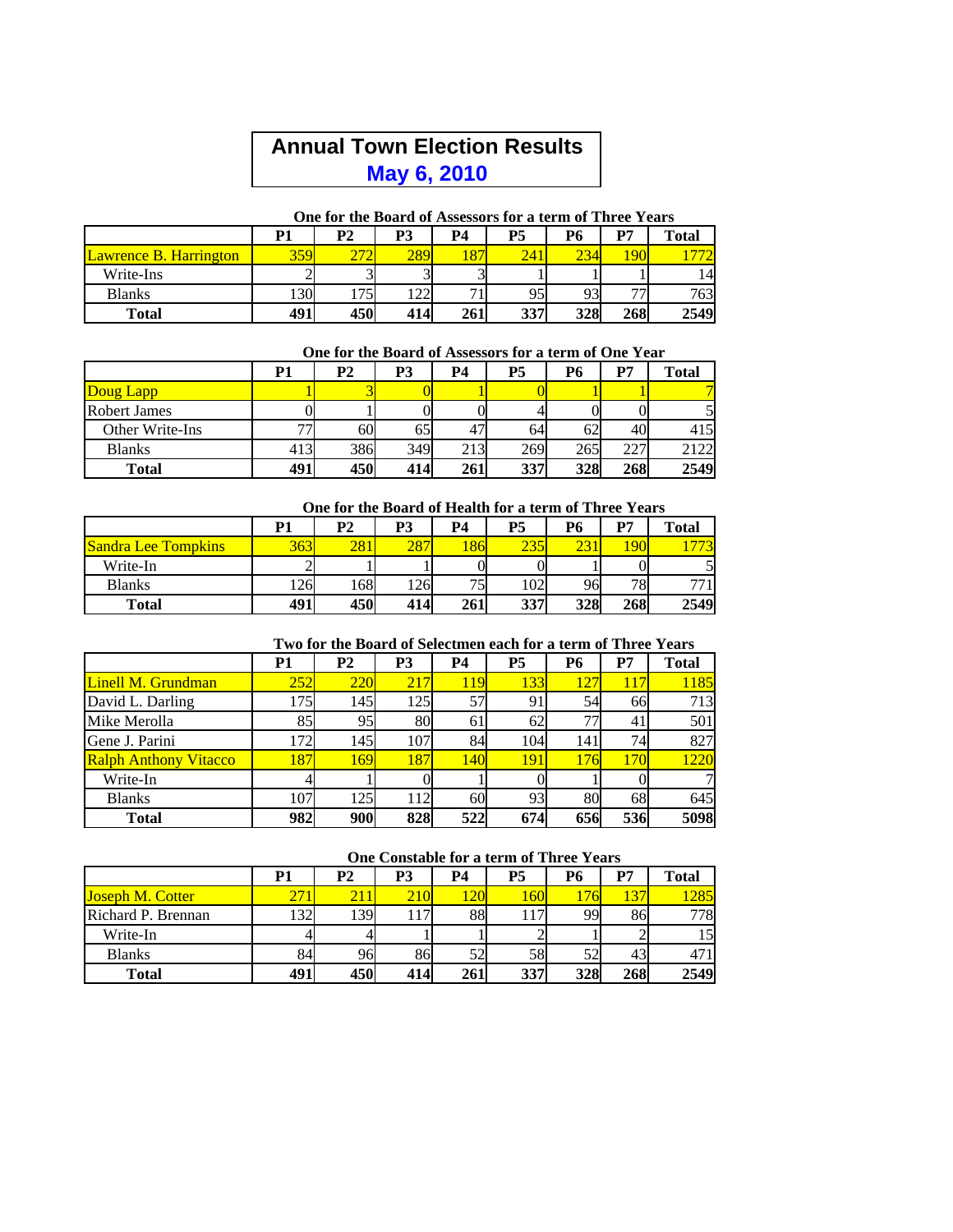# Annual Town Election Results

## May 6, 2010

### One for the Board of Assessors for a term of Three Years

| | P1 | P2 | P3 | P4 | P5 | P6 | P7 | Total |
|---|---|---|---|---|---|---|---|---|
| Lawrence B. Harrington | 359 | 272 | 289 | 187 | 241 | 234 | 190 | 1772 |
| Write-Ins | 2 | 3 | 3 | 3 | 1 | 1 | 1 | 14 |
| Blanks | 130 | 175 | 122 | 71 | 95 | 93 | 77 | 763 |
| **Total** | **491** | **450** | **414** | **261** | **337** | **328** | **268** | **2549** |

### One for the Board of Assessors for a term of One Year

| | P1 | P2 | P3 | P4 | P5 | P6 | P7 | Total |
|---|---|---|---|---|---|---|---|---|
| Doug Lapp | 1 | 3 | 0 | 1 | 0 | 1 | 1 | 7 |
| Robert James | 0 | 1 | 0 | 0 | 4 | 0 | 0 | 5 |
| Other Write-Ins | 77 | 60 | 65 | 47 | 64 | 62 | 40 | 415 |
| Blanks | 413 | 386 | 349 | 213 | 269 | 265 | 227 | 2122 |
| **Total** | **491** | **450** | **414** | **261** | **337** | **328** | **268** | **2549** |

### One for the Board of Health for a term of Three Years

| | P1 | P2 | P3 | P4 | P5 | P6 | P7 | Total |
|---|---|---|---|---|---|---|---|---|
| Sandra Lee Tompkins | 363 | 281 | 287 | 186 | 235 | 231 | 190 | 1773 |
| Write-In | 2 | 1 | 1 | 0 | 0 | 1 | 0 | 5 |
| Blanks | 126 | 168 | 126 | 75 | 102 | 96 | 78 | 771 |
| **Total** | **491** | **450** | **414** | **261** | **337** | **328** | **268** | **2549** |

### Two for the Board of Selectmen each for a term of Three Years

| | P1 | P2 | P3 | P4 | P5 | P6 | P7 | Total |
|---|---|---|---|---|---|---|---|---|
| Linell M. Grundman | 252 | 220 | 217 | 119 | 133 | 127 | 117 | 1185 |
| David L. Darling | 175 | 145 | 125 | 57 | 91 | 54 | 66 | 713 |
| Mike Merolla | 85 | 95 | 80 | 61 | 62 | 77 | 41 | 501 |
| Gene J. Parini | 172 | 145 | 107 | 84 | 104 | 141 | 74 | 827 |
| Ralph Anthony Vitacco | 187 | 169 | 187 | 140 | 191 | 176 | 170 | 1220 |
| Write-In | 4 | 1 | 0 | 1 | 0 | 1 | 0 | 7 |
| Blanks | 107 | 125 | 112 | 60 | 93 | 80 | 68 | 645 |
| **Total** | **982** | **900** | **828** | **522** | **674** | **656** | **536** | **5098** |

### One Constable for a term of Three Years

| | P1 | P2 | P3 | P4 | P5 | P6 | P7 | Total |
|---|---|---|---|---|---|---|---|---|
| Joseph M. Cotter | 271 | 211 | 210 | 120 | 160 | 176 | 137 | 1285 |
| Richard P. Brennan | 132 | 139 | 117 | 88 | 117 | 99 | 86 | 778 |
| Write-In | 4 | 4 | 1 | 1 | 2 | 1 | 2 | 15 |
| Blanks | 84 | 96 | 86 | 52 | 58 | 52 | 43 | 471 |
| **Total** | **491** | **450** | **414** | **261** | **337** | **328** | **268** | **2549** |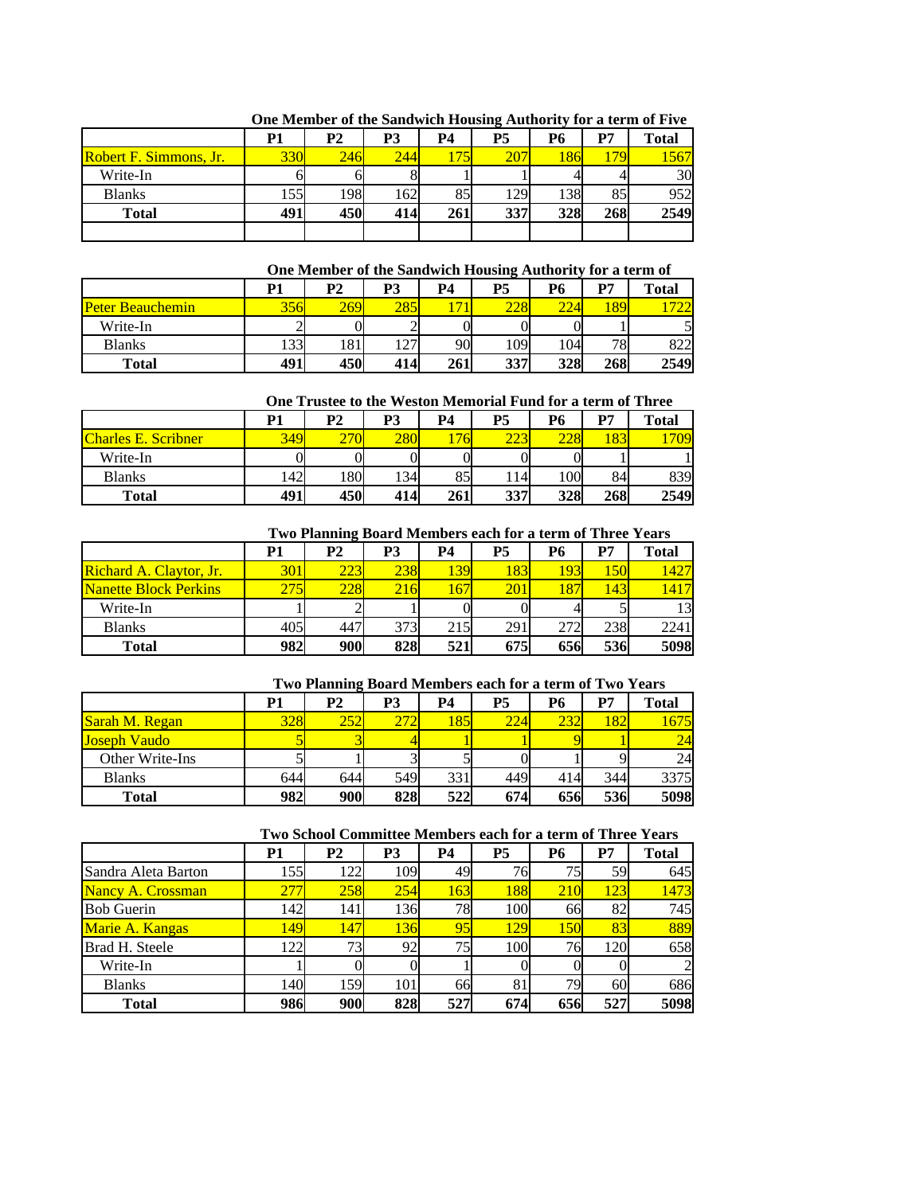**One Member of the Sandwich Housing Authority for a term of Five**

| | P1 | P2 | P3 | P4 | P5 | P6 | P7 | Total |
|---|---|---|---|---|---|---|---|---|
| Robert F. Simmons, Jr. | 330 | 246 | 244 | 175 | 207 | 186 | 179 | 1567 |
| Write-In | 6 | 6 | 8 | 1 | 1 | 4 | 4 | 30 |
| Blanks | 155 | 198 | 162 | 85 | 129 | 138 | 85 | 952 |
| **Total** | **491** | **450** | **414** | **261** | **337** | **328** | **268** | **2549** |
| | | | | | | | | |

**One Member of the Sandwich Housing Authority for a term of**

| | P1 | P2 | P3 | P4 | P5 | P6 | P7 | Total |
|---|---|---|---|---|---|---|---|---|
| Peter Beauchemin | 356 | 269 | 285 | 171 | 228 | 224 | 189 | 1722 |
| Write-In | 2 | 0 | 2 | 0 | 0 | 0 | 1 | 5 |
| Blanks | 133 | 181 | 127 | 90 | 109 | 104 | 78 | 822 |
| **Total** | **491** | **450** | **414** | **261** | **337** | **328** | **268** | **2549** |

**One Trustee to the Weston Memorial Fund for a term of Three**

| | P1 | P2 | P3 | P4 | P5 | P6 | P7 | Total |
|---|---|---|---|---|---|---|---|---|
| Charles E. Scribner | 349 | 270 | 280 | 176 | 223 | 228 | 183 | 1709 |
| Write-In | 0 | 0 | 0 | 0 | 0 | 0 | 1 | 1 |
| Blanks | 142 | 180 | 134 | 85 | 114 | 100 | 84 | 839 |
| **Total** | **491** | **450** | **414** | **261** | **337** | **328** | **268** | **2549** |

**Two Planning Board Members each for a term of Three Years**

| | P1 | P2 | P3 | P4 | P5 | P6 | P7 | Total |
|---|---|---|---|---|---|---|---|---|
| Richard A. Claytor, Jr. | 301 | 223 | 238 | 139 | 183 | 193 | 150 | 1427 |
| Nanette Block Perkins | 275 | 228 | 216 | 167 | 201 | 187 | 143 | 1417 |
| Write-In | 1 | 2 | 1 | 0 | 0 | 4 | 5 | 13 |
| Blanks | 405 | 447 | 373 | 215 | 291 | 272 | 238 | 2241 |
| **Total** | **982** | **900** | **828** | **521** | **675** | **656** | **536** | **5098** |

**Two Planning Board Members each for a term of Two Years**

| | P1 | P2 | P3 | P4 | P5 | P6 | P7 | Total |
|---|---|---|---|---|---|---|---|---|
| Sarah M. Regan | 328 | 252 | 272 | 185 | 224 | 232 | 182 | 1675 |
| Joseph Vaudo | 5 | 3 | 4 | 1 | 1 | 9 | 1 | 24 |
| Other Write-Ins | 5 | 1 | 3 | 5 | 0 | 1 | 9 | 24 |
| Blanks | 644 | 644 | 549 | 331 | 449 | 414 | 344 | 3375 |
| **Total** | **982** | **900** | **828** | **522** | **674** | **656** | **536** | **5098** |

**Two School Committee Members each for a term of Three Years**

| | P1 | P2 | P3 | P4 | P5 | P6 | P7 | Total |
|---|---|---|---|---|---|---|---|---|
| Sandra Aleta Barton | 155 | 122 | 109 | 49 | 76 | 75 | 59 | 645 |
| Nancy A. Crossman | 277 | 258 | 254 | 163 | 188 | 210 | 123 | 1473 |
| Bob Guerin | 142 | 141 | 136 | 78 | 100 | 66 | 82 | 745 |
| Marie A. Kangas | 149 | 147 | 136 | 95 | 129 | 150 | 83 | 889 |
| Brad H. Steele | 122 | 73 | 92 | 75 | 100 | 76 | 120 | 658 |
| Write-In | 1 | 0 | 0 | 1 | 0 | 0 | 0 | 2 |
| Blanks | 140 | 159 | 101 | 66 | 81 | 79 | 60 | 686 |
| **Total** | **986** | **900** | **828** | **527** | **674** | **656** | **527** | **5098** |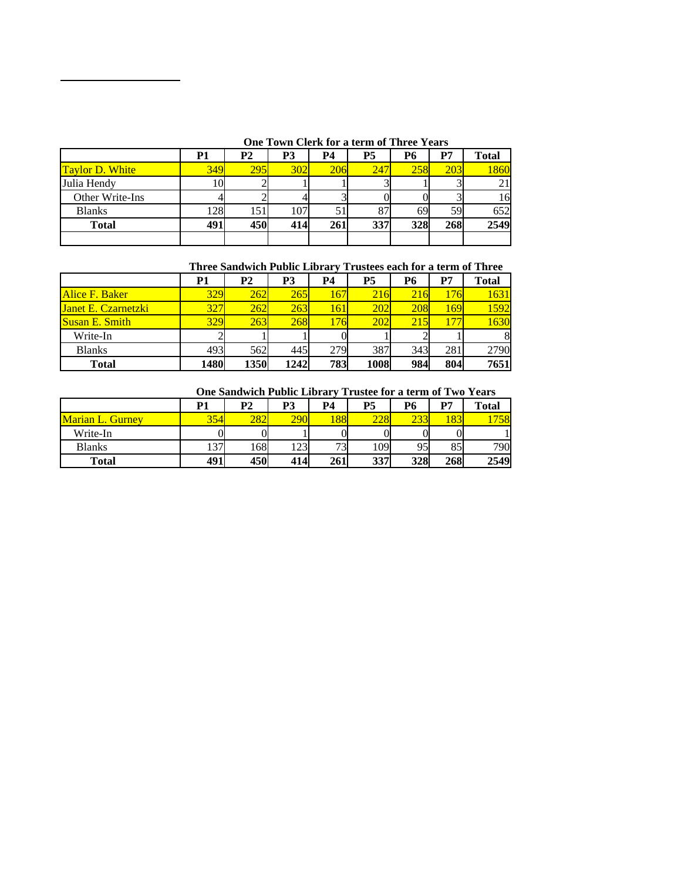**One Town Clerk for a term of Three Years**

| | P1 | P2 | P3 | P4 | P5 | P6 | P7 | Total |
|---|---|---|---|---|---|---|---|---|
| Taylor D. White | 349 | 295 | 302 | 206 | 247 | 258 | 203 | 1860 |
| Julia Hendy | 10 | 2 | 1 | 1 | 3 | 1 | 3 | 21 |
| Other Write-Ins | 4 | 2 | 4 | 3 | 0 | 0 | 3 | 16 |
| Blanks | 128 | 151 | 107 | 51 | 87 | 69 | 59 | 652 |
| **Total** | **491** | **450** | **414** | **261** | **337** | **328** | **268** | **2549** |
| | | | | | | | | |

**Three Sandwich Public Library Trustees each for a term of Three**

| | P1 | P2 | P3 | P4 | P5 | P6 | P7 | Total |
|---|---|---|---|---|---|---|---|---|
| Alice F. Baker | 329 | 262 | 265 | 167 | 216 | 216 | 176 | 1631 |
| Janet E. Czarnetzki | 327 | 262 | 263 | 161 | 202 | 208 | 169 | 1592 |
| Susan E. Smith | 329 | 263 | 268 | 176 | 202 | 215 | 177 | 1630 |
| Write-In | 2 | 1 | 1 | 0 | 1 | 2 | 1 | 8 |
| Blanks | 493 | 562 | 445 | 279 | 387 | 343 | 281 | 2790 |
| **Total** | **1480** | **1350** | **1242** | **783** | **1008** | **984** | **804** | **7651** |

**One Sandwich Public Library Trustee for a term of Two Years**

| | P1 | P2 | P3 | P4 | P5 | P6 | P7 | Total |
|---|---|---|---|---|---|---|---|---|
| Marian L. Gurney | 354 | 282 | 290 | 188 | 228 | 233 | 183 | 1758 |
| Write-In | 0 | 0 | 1 | 0 | 0 | 0 | 0 | 1 |
| Blanks | 137 | 168 | 123 | 73 | 109 | 95 | 85 | 790 |
| **Total** | **491** | **450** | **414** | **261** | **337** | **328** | **268** | **2549** |